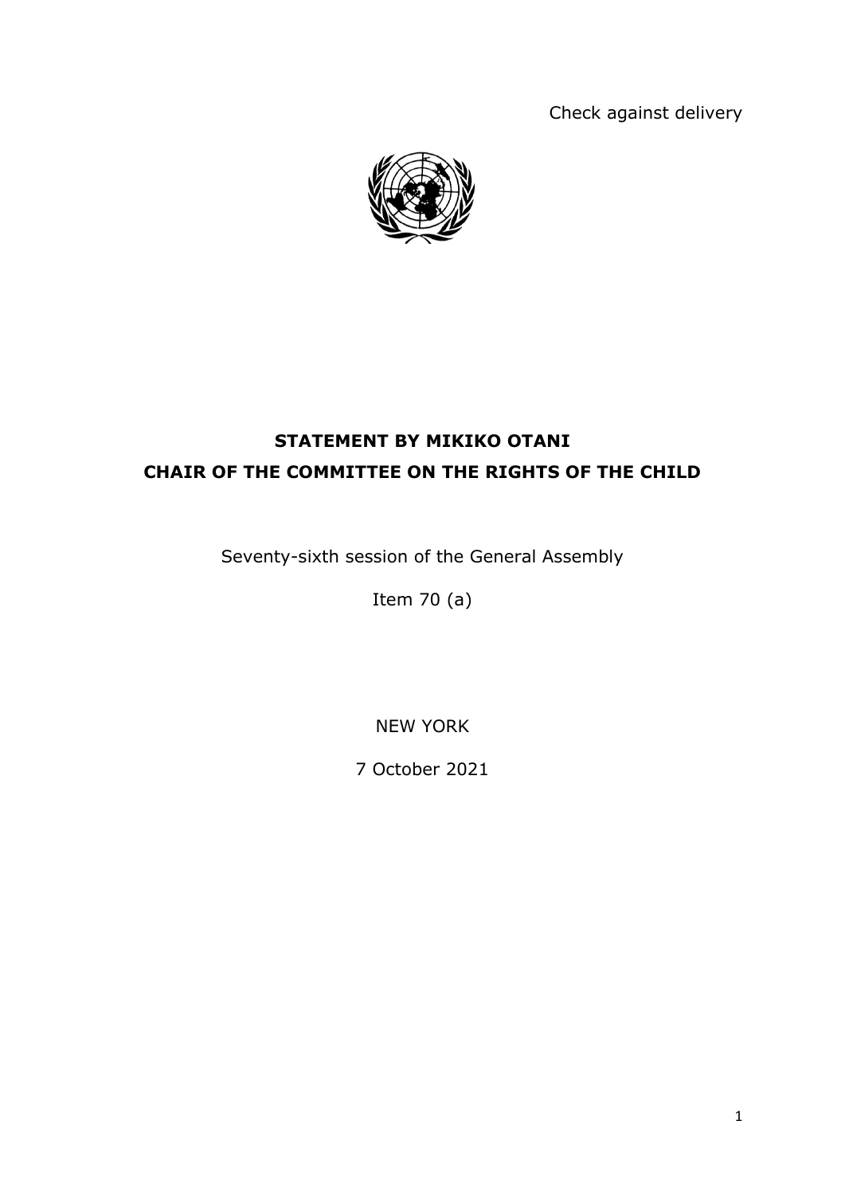Check against delivery

**STATEMENT BY MIKIKO OTANI**
**CHAIR OF THE COMMITTEE ON THE RIGHTS OF THE CHILD**

Seventy-sixth session of the General Assembly

Item 70 (a)

NEW YORK

7 October 2021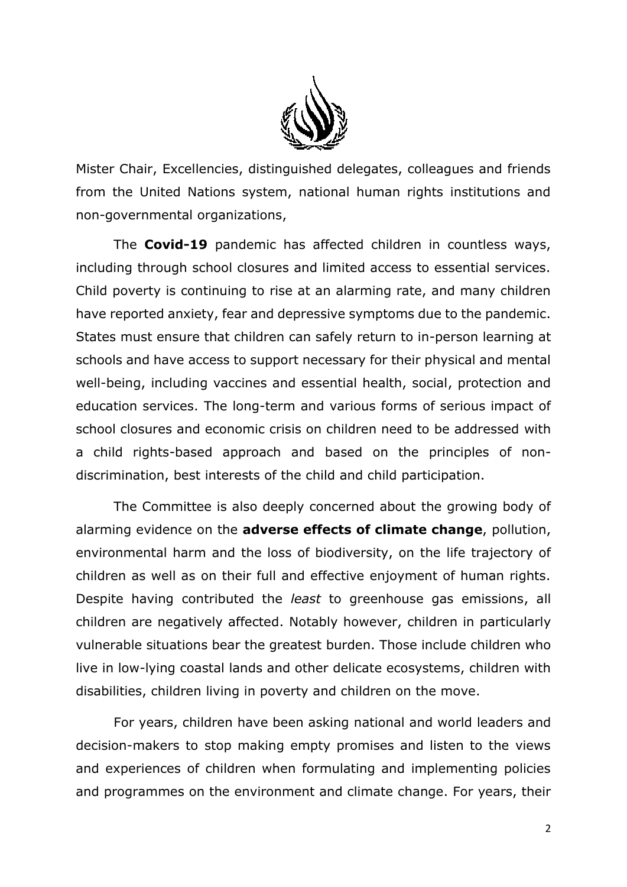Mister Chair, Excellencies, distinguished delegates, colleagues and friends from the United Nations system, national human rights institutions and non-governmental organizations,

The **Covid-19** pandemic has affected children in countless ways, including through school closures and limited access to essential services. Child poverty is continuing to rise at an alarming rate, and many children have reported anxiety, fear and depressive symptoms due to the pandemic. States must ensure that children can safely return to in-person learning at schools and have access to support necessary for their physical and mental well-being, including vaccines and essential health, social, protection and education services. The long-term and various forms of serious impact of school closures and economic crisis on children need to be addressed with a child rights-based approach and based on the principles of non-discrimination, best interests of the child and child participation.

The Committee is also deeply concerned about the growing body of alarming evidence on the **adverse effects of climate change**, pollution, environmental harm and the loss of biodiversity, on the life trajectory of children as well as on their full and effective enjoyment of human rights. Despite having contributed the *least* to greenhouse gas emissions, all children are negatively affected. Notably however, children in particularly vulnerable situations bear the greatest burden. Those include children who live in low-lying coastal lands and other delicate ecosystems, children with disabilities, children living in poverty and children on the move.

For years, children have been asking national and world leaders and decision-makers to stop making empty promises and listen to the views and experiences of children when formulating and implementing policies and programmes on the environment and climate change. For years, their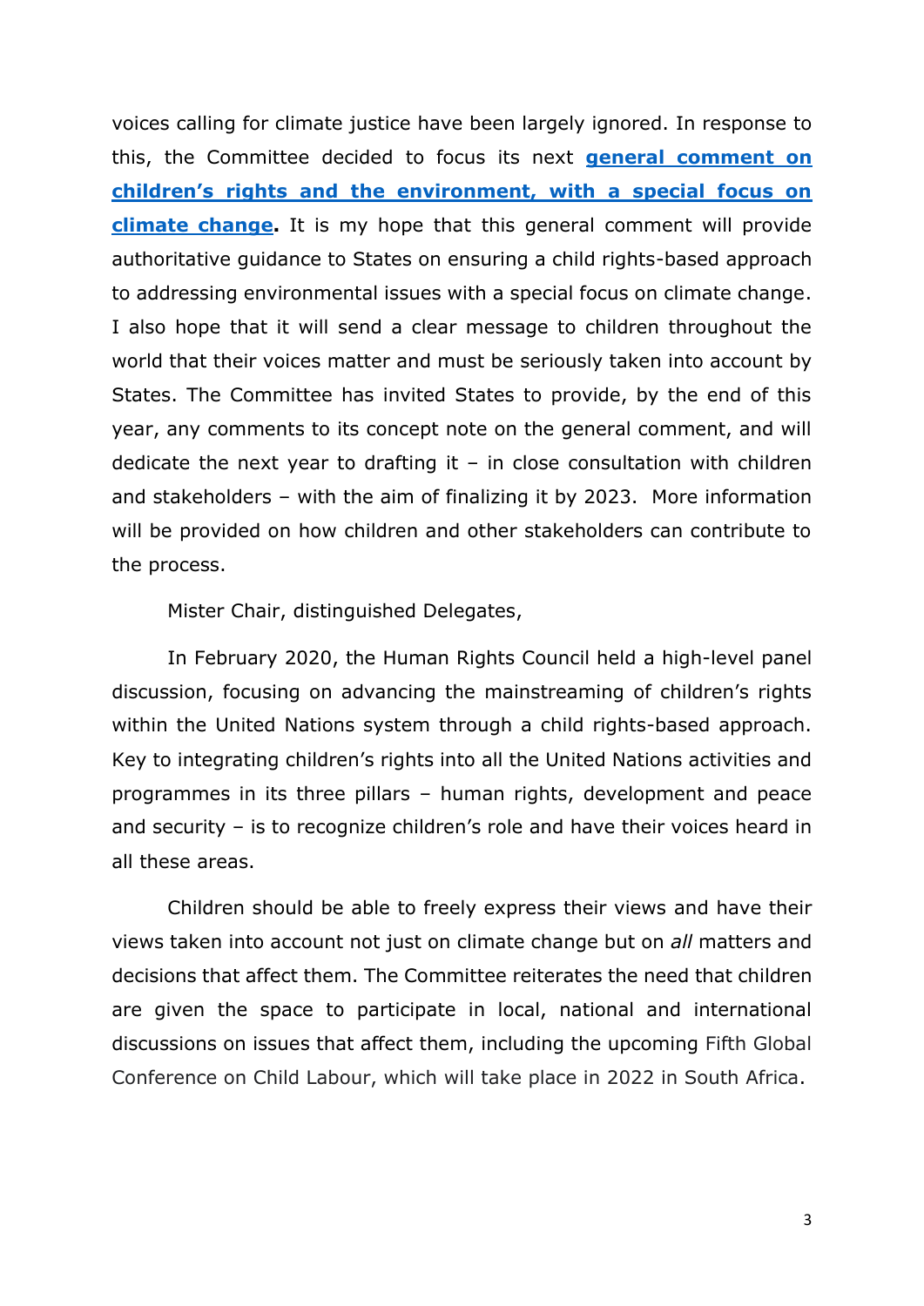voices calling for climate justice have been largely ignored. In response to this, the Committee decided to focus its next **general comment on children's rights and the environment, with a special focus on climate change.** It is my hope that this general comment will provide authoritative guidance to States on ensuring a child rights-based approach to addressing environmental issues with a special focus on climate change. I also hope that it will send a clear message to children throughout the world that their voices matter and must be seriously taken into account by States. The Committee has invited States to provide, by the end of this year, any comments to its concept note on the general comment, and will dedicate the next year to drafting it – in close consultation with children and stakeholders – with the aim of finalizing it by 2023. More information will be provided on how children and other stakeholders can contribute to the process.

Mister Chair, distinguished Delegates,

In February 2020, the Human Rights Council held a high-level panel discussion, focusing on advancing the mainstreaming of children's rights within the United Nations system through a child rights-based approach. Key to integrating children's rights into all the United Nations activities and programmes in its three pillars – human rights, development and peace and security – is to recognize children's role and have their voices heard in all these areas.

Children should be able to freely express their views and have their views taken into account not just on climate change but on *all* matters and decisions that affect them. The Committee reiterates the need that children are given the space to participate in local, national and international discussions on issues that affect them, including the upcoming Fifth Global Conference on Child Labour, which will take place in 2022 in South Africa.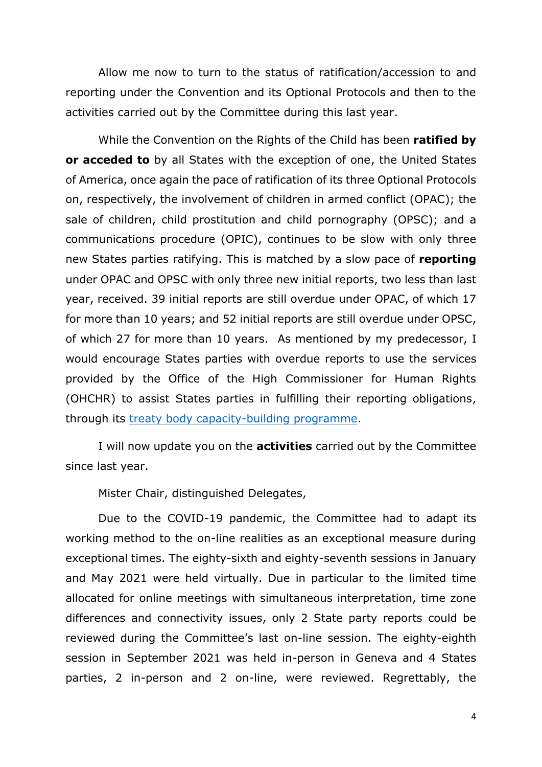Allow me now to turn to the status of ratification/accession to and reporting under the Convention and its Optional Protocols and then to the activities carried out by the Committee during this last year.

While the Convention on the Rights of the Child has been **ratified by or acceded to** by all States with the exception of one, the United States of America, once again the pace of ratification of its three Optional Protocols on, respectively, the involvement of children in armed conflict (OPAC); the sale of children, child prostitution and child pornography (OPSC); and a communications procedure (OPIC), continues to be slow with only three new States parties ratifying. This is matched by a slow pace of **reporting** under OPAC and OPSC with only three new initial reports, two less than last year, received. 39 initial reports are still overdue under OPAC, of which 17 for more than 10 years; and 52 initial reports are still overdue under OPSC, of which 27 for more than 10 years. As mentioned by my predecessor, I would encourage States parties with overdue reports to use the services provided by the Office of the High Commissioner for Human Rights (OHCHR) to assist States parties in fulfilling their reporting obligations, through its treaty body capacity-building programme.

I will now update you on the **activities** carried out by the Committee since last year.

Mister Chair, distinguished Delegates,

Due to the COVID-19 pandemic, the Committee had to adapt its working method to the on-line realities as an exceptional measure during exceptional times. The eighty-sixth and eighty-seventh sessions in January and May 2021 were held virtually. Due in particular to the limited time allocated for online meetings with simultaneous interpretation, time zone differences and connectivity issues, only 2 State party reports could be reviewed during the Committee's last on-line session. The eighty-eighth session in September 2021 was held in-person in Geneva and 4 States parties, 2 in-person and 2 on-line, were reviewed. Regrettably, the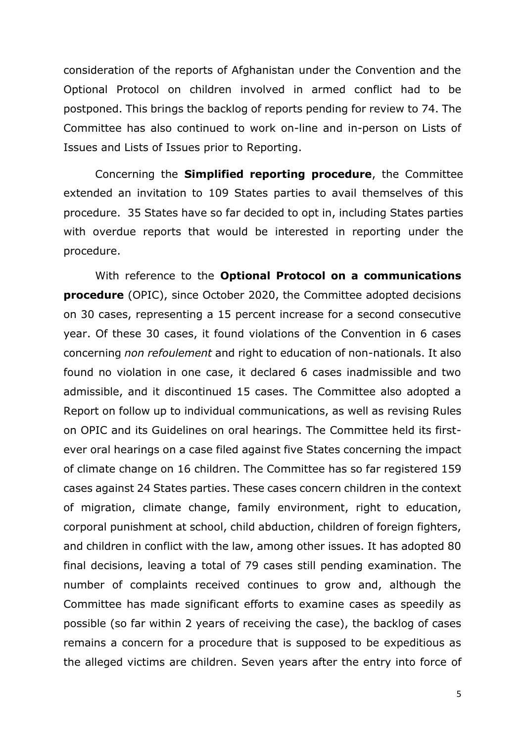consideration of the reports of Afghanistan under the Convention and the Optional Protocol on children involved in armed conflict had to be postponed. This brings the backlog of reports pending for review to 74. The Committee has also continued to work on-line and in-person on Lists of Issues and Lists of Issues prior to Reporting.

Concerning the **Simplified reporting procedure**, the Committee extended an invitation to 109 States parties to avail themselves of this procedure. 35 States have so far decided to opt in, including States parties with overdue reports that would be interested in reporting under the procedure.

With reference to the **Optional Protocol on a communications procedure** (OPIC), since October 2020, the Committee adopted decisions on 30 cases, representing a 15 percent increase for a second consecutive year. Of these 30 cases, it found violations of the Convention in 6 cases concerning *non refoulement* and right to education of non-nationals. It also found no violation in one case, it declared 6 cases inadmissible and two admissible, and it discontinued 15 cases. The Committee also adopted a Report on follow up to individual communications, as well as revising Rules on OPIC and its Guidelines on oral hearings. The Committee held its first-ever oral hearings on a case filed against five States concerning the impact of climate change on 16 children. The Committee has so far registered 159 cases against 24 States parties. These cases concern children in the context of migration, climate change, family environment, right to education, corporal punishment at school, child abduction, children of foreign fighters, and children in conflict with the law, among other issues. It has adopted 80 final decisions, leaving a total of 79 cases still pending examination. The number of complaints received continues to grow and, although the Committee has made significant efforts to examine cases as speedily as possible (so far within 2 years of receiving the case), the backlog of cases remains a concern for a procedure that is supposed to be expeditious as the alleged victims are children. Seven years after the entry into force of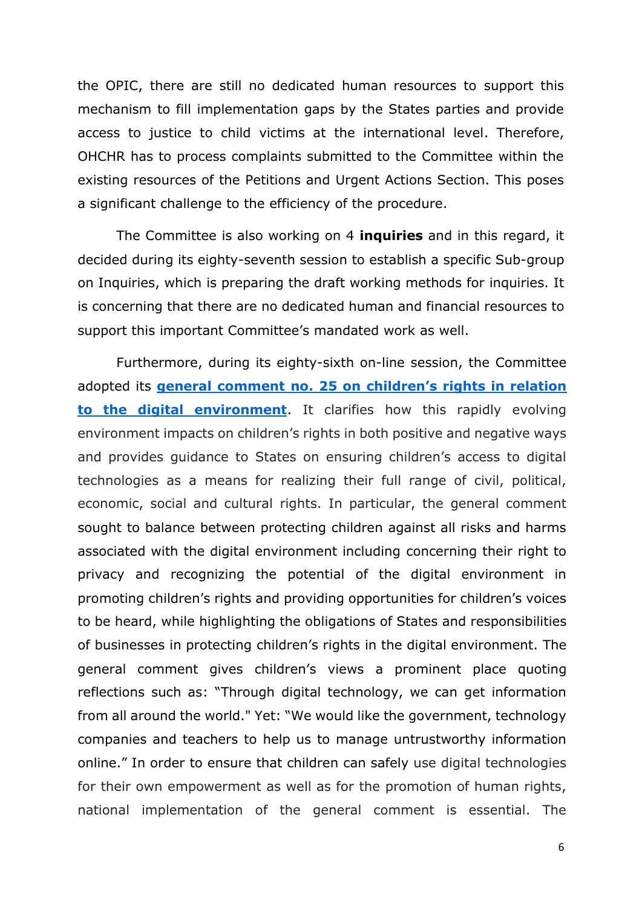the OPIC, there are still no dedicated human resources to support this mechanism to fill implementation gaps by the States parties and provide access to justice to child victims at the international level. Therefore, OHCHR has to process complaints submitted to the Committee within the existing resources of the Petitions and Urgent Actions Section. This poses a significant challenge to the efficiency of the procedure.

The Committee is also working on 4 **inquiries** and in this regard, it decided during its eighty-seventh session to establish a specific Sub-group on Inquiries, which is preparing the draft working methods for inquiries. It is concerning that there are no dedicated human and financial resources to support this important Committee's mandated work as well.

Furthermore, during its eighty-sixth on-line session, the Committee adopted its **general comment no. 25 on children's rights in relation to the digital environment**. It clarifies how this rapidly evolving environment impacts on children's rights in both positive and negative ways and provides guidance to States on ensuring children's access to digital technologies as a means for realizing their full range of civil, political, economic, social and cultural rights. In particular, the general comment sought to balance between protecting children against all risks and harms associated with the digital environment including concerning their right to privacy and recognizing the potential of the digital environment in promoting children's rights and providing opportunities for children's voices to be heard, while highlighting the obligations of States and responsibilities of businesses in protecting children's rights in the digital environment. The general comment gives children's views a prominent place quoting reflections such as: "Through digital technology, we can get information from all around the world." Yet: "We would like the government, technology companies and teachers to help us to manage untrustworthy information online." In order to ensure that children can safely use digital technologies for their own empowerment as well as for the promotion of human rights, national implementation of the general comment is essential. The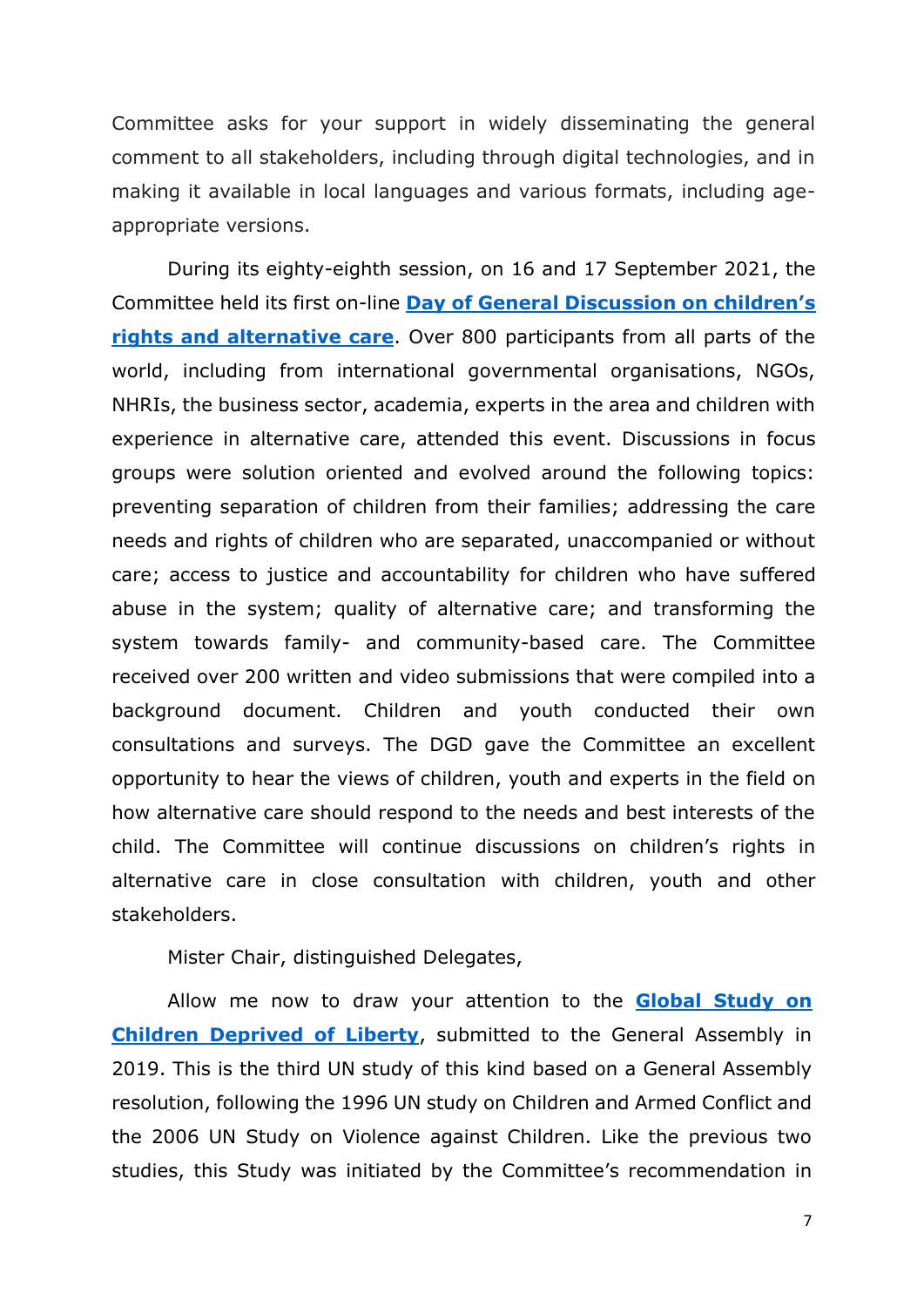Committee asks for your support in widely disseminating the general comment to all stakeholders, including through digital technologies, and in making it available in local languages and various formats, including age-appropriate versions.

During its eighty-eighth session, on 16 and 17 September 2021, the Committee held its first on-line **Day of General Discussion on children's rights and alternative care**. Over 800 participants from all parts of the world, including from international governmental organisations, NGOs, NHRIs, the business sector, academia, experts in the area and children with experience in alternative care, attended this event. Discussions in focus groups were solution oriented and evolved around the following topics: preventing separation of children from their families; addressing the care needs and rights of children who are separated, unaccompanied or without care; access to justice and accountability for children who have suffered abuse in the system; quality of alternative care; and transforming the system towards family- and community-based care. The Committee received over 200 written and video submissions that were compiled into a background document. Children and youth conducted their own consultations and surveys. The DGD gave the Committee an excellent opportunity to hear the views of children, youth and experts in the field on how alternative care should respond to the needs and best interests of the child. The Committee will continue discussions on children's rights in alternative care in close consultation with children, youth and other stakeholders.

Mister Chair, distinguished Delegates,

Allow me now to draw your attention to the **Global Study on Children Deprived of Liberty**, submitted to the General Assembly in 2019. This is the third UN study of this kind based on a General Assembly resolution, following the 1996 UN study on Children and Armed Conflict and the 2006 UN Study on Violence against Children. Like the previous two studies, this Study was initiated by the Committee's recommendation in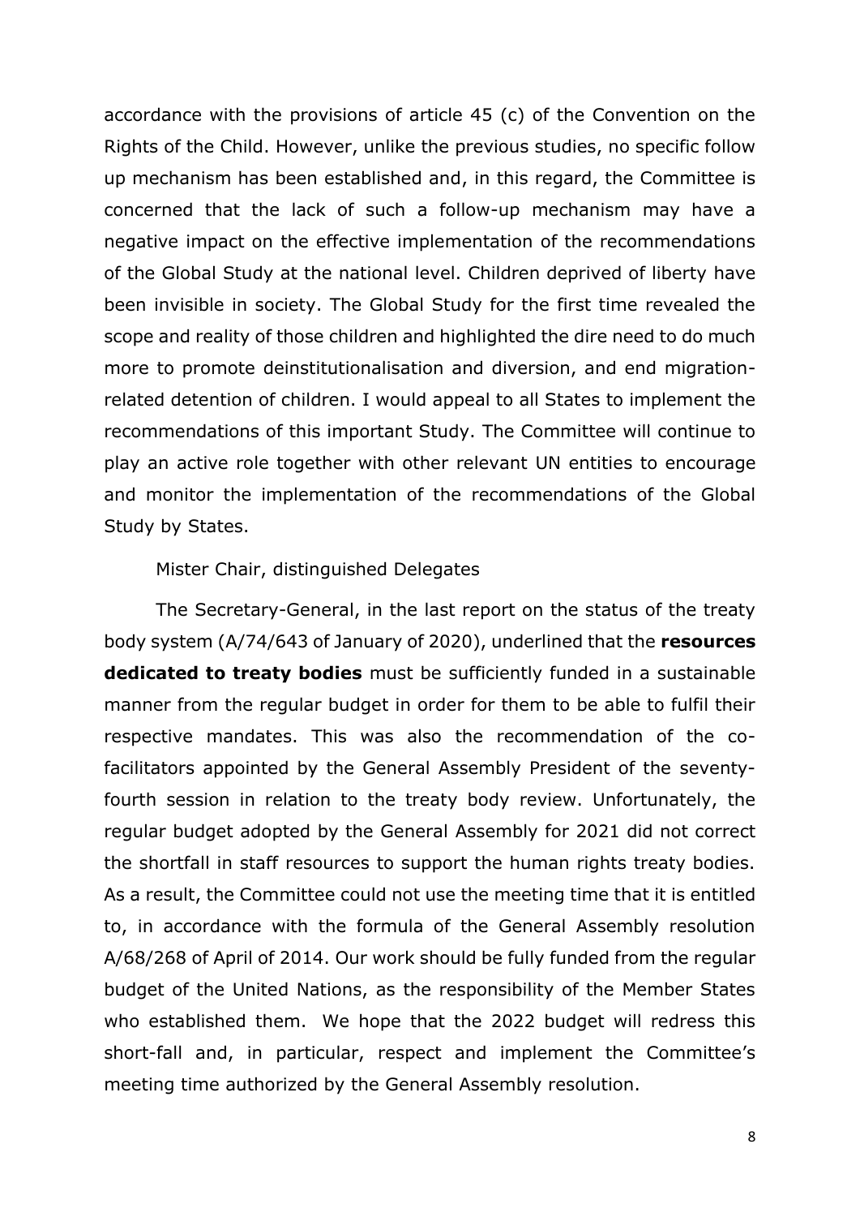accordance with the provisions of article 45 (c) of the Convention on the Rights of the Child. However, unlike the previous studies, no specific follow up mechanism has been established and, in this regard, the Committee is concerned that the lack of such a follow-up mechanism may have a negative impact on the effective implementation of the recommendations of the Global Study at the national level. Children deprived of liberty have been invisible in society. The Global Study for the first time revealed the scope and reality of those children and highlighted the dire need to do much more to promote deinstitutionalisation and diversion, and end migration-related detention of children. I would appeal to all States to implement the recommendations of this important Study. The Committee will continue to play an active role together with other relevant UN entities to encourage and monitor the implementation of the recommendations of the Global Study by States.

Mister Chair, distinguished Delegates

The Secretary-General, in the last report on the status of the treaty body system (A/74/643 of January of 2020), underlined that the **resources dedicated to treaty bodies** must be sufficiently funded in a sustainable manner from the regular budget in order for them to be able to fulfil their respective mandates. This was also the recommendation of the co-facilitators appointed by the General Assembly President of the seventy-fourth session in relation to the treaty body review. Unfortunately, the regular budget adopted by the General Assembly for 2021 did not correct the shortfall in staff resources to support the human rights treaty bodies. As a result, the Committee could not use the meeting time that it is entitled to, in accordance with the formula of the General Assembly resolution A/68/268 of April of 2014. Our work should be fully funded from the regular budget of the United Nations, as the responsibility of the Member States who established them. We hope that the 2022 budget will redress this short-fall and, in particular, respect and implement the Committee's meeting time authorized by the General Assembly resolution.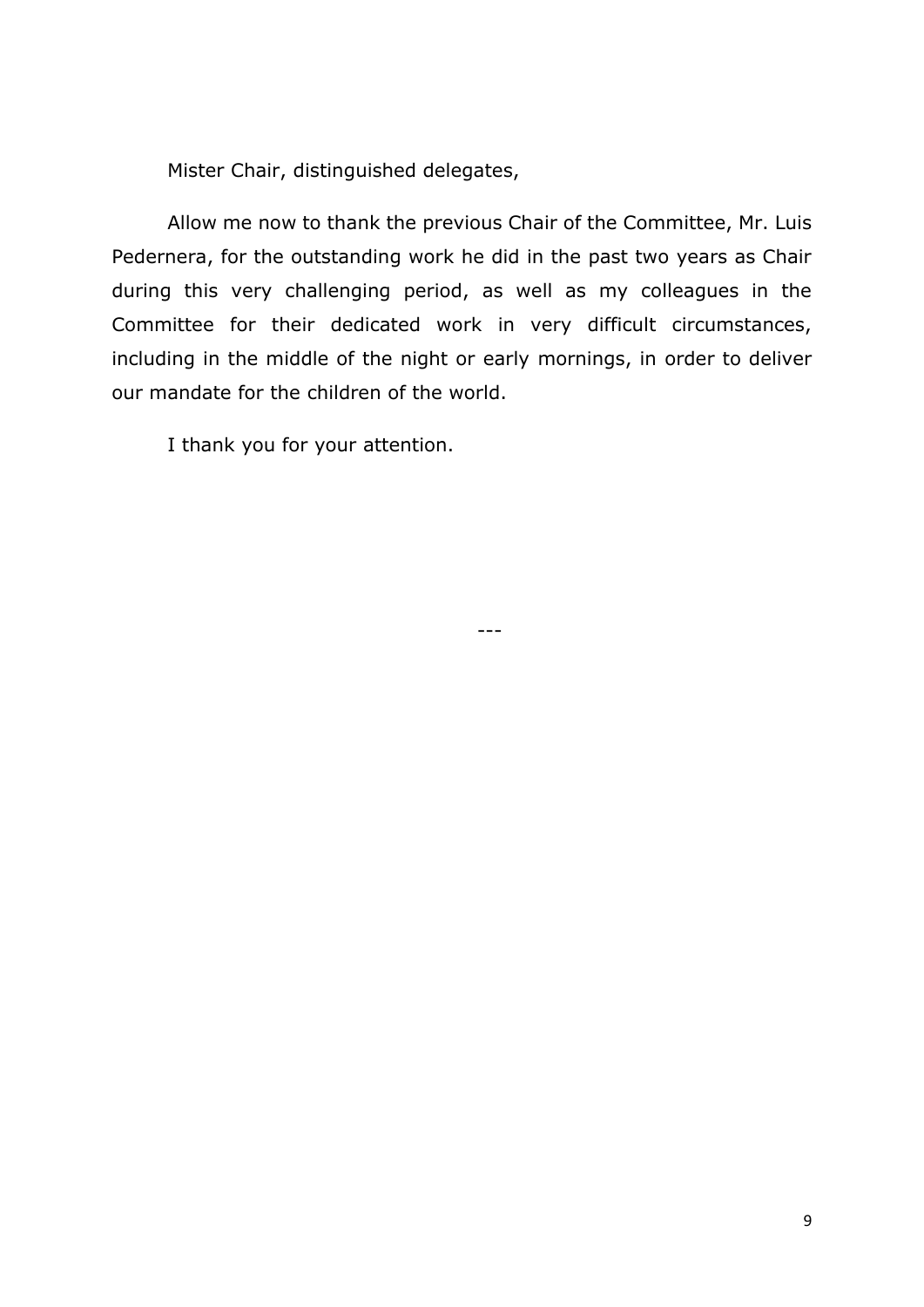Mister Chair, distinguished delegates,

Allow me now to thank the previous Chair of the Committee, Mr. Luis Pedernera, for the outstanding work he did in the past two years as Chair during this very challenging period, as well as my colleagues in the Committee for their dedicated work in very difficult circumstances, including in the middle of the night or early mornings, in order to deliver our mandate for the children of the world.

I thank you for your attention.

---